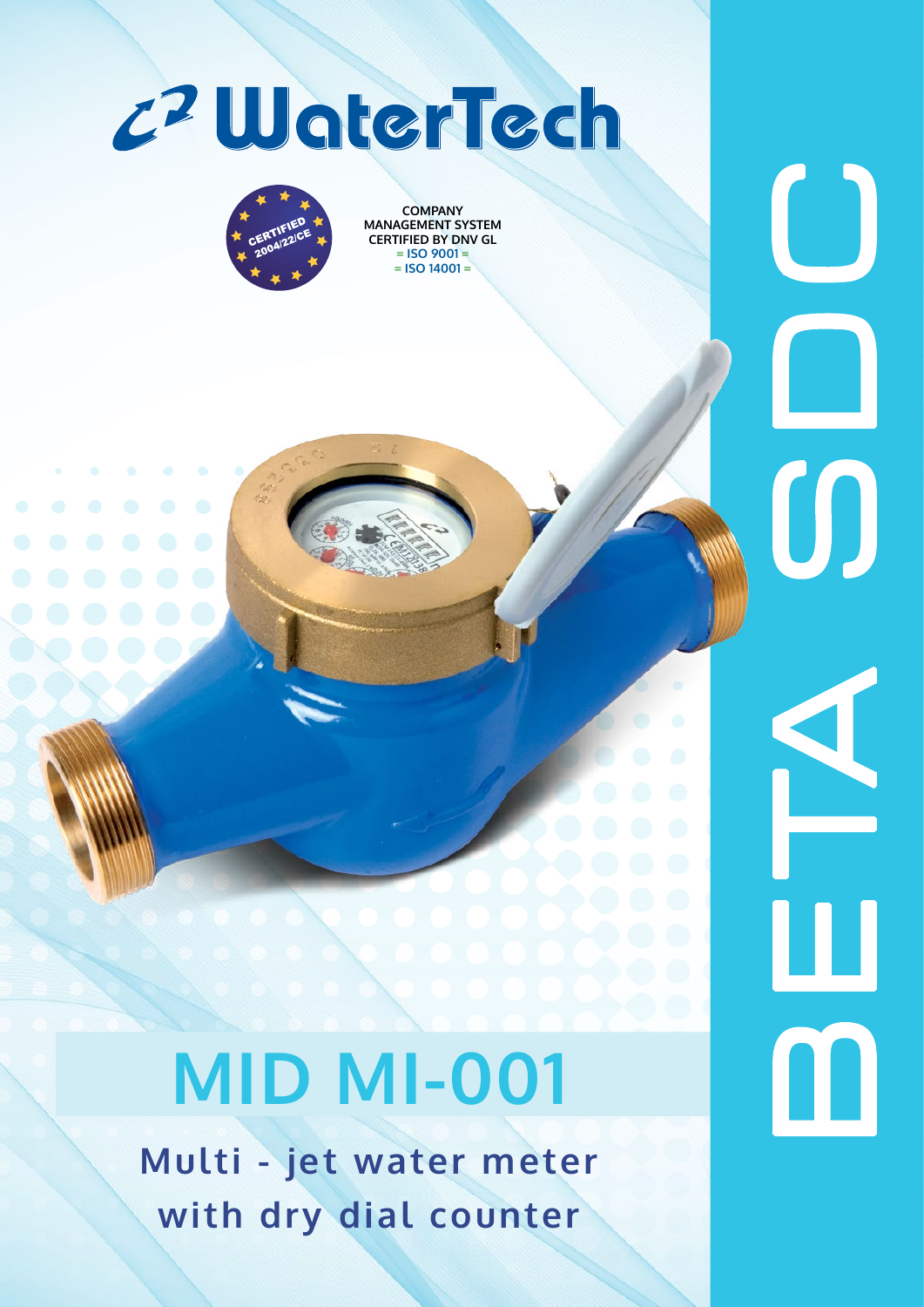# WaterTech

CERTIFIED 2004/22/CE

COMPANY
MANAGEMENT SYSTEM
CERTIFIED BY DNV GL
= ISO 9001 =
= ISO 14001 =

BETA SDC

# MID MI-001

## Multi - jet water meter with dry dial counter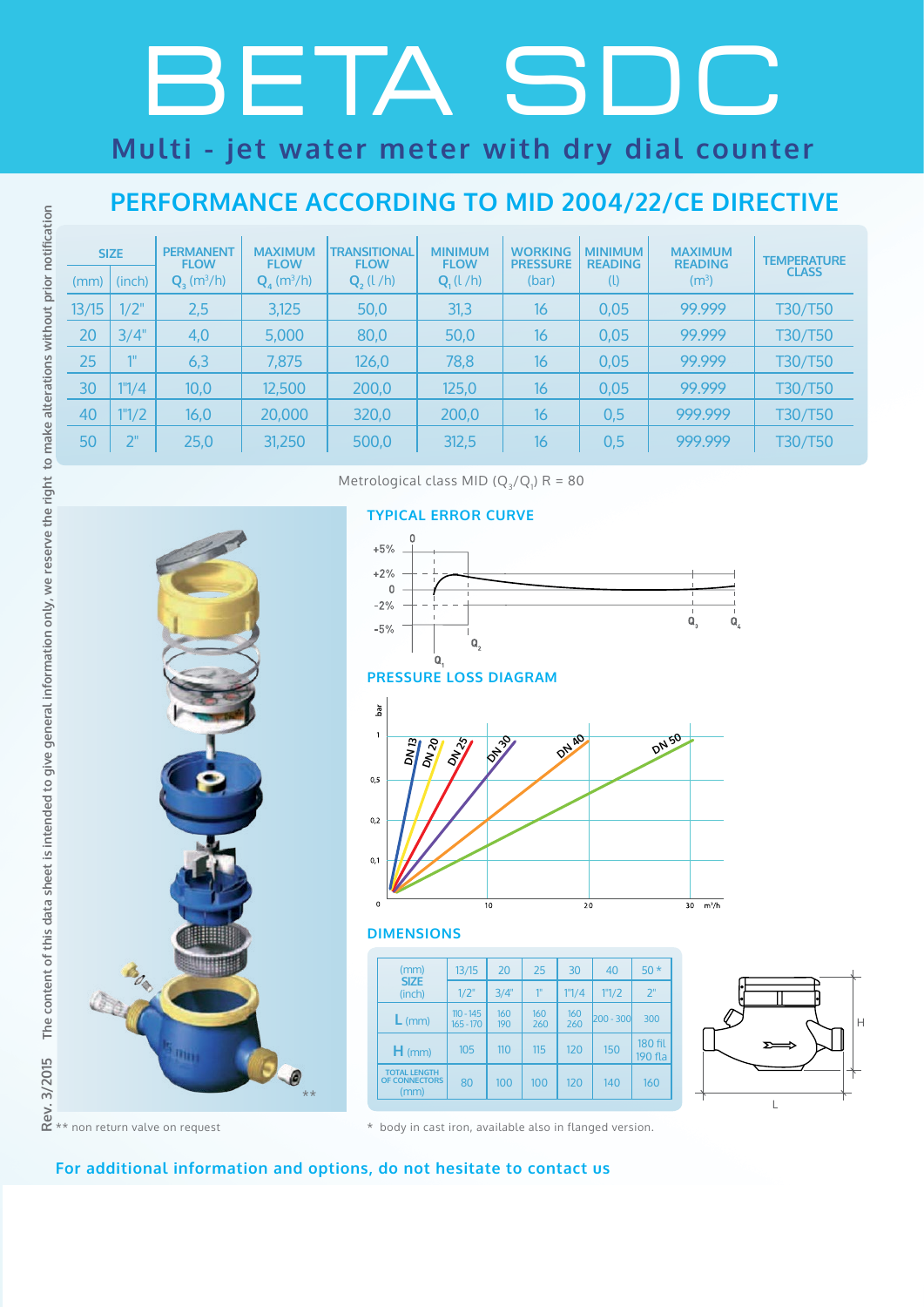# BETA SDC

## Multi - jet water meter with dry dial counter

## PERFORMANCE ACCORDING TO MID 2004/22/CE DIRECTIVE

| SIZE (mm) | SIZE (inch) | PERMANENT FLOW $Q_3$ ($m^3$/h) | MAXIMUM FLOW $Q_4$ ($m^3$/h) | TRANSITIONAL FLOW $Q_2$ (l /h) | MINIMUM FLOW $Q_1$ (l /h) | WORKING PRESSURE (bar) | MINIMUM READING (l) | MAXIMUM READING ($m^3$) | TEMPERATURE CLASS |
|---|---|---|---|---|---|---|---|---|---|
| 13/15 | 1/2" | 2,5 | 3,125 | 50,0 | 31,3 | 16 | 0,05 | 99.999 | T30/T50 |
| 20 | 3/4" | 4,0 | 5,000 | 80,0 | 50,0 | 16 | 0,05 | 99.999 | T30/T50 |
| 25 | 1" | 6,3 | 7,875 | 126,0 | 78,8 | 16 | 0,05 | 99.999 | T30/T50 |
| 30 | 1"1/4 | 10,0 | 12,500 | 200,0 | 125,0 | 16 | 0,05 | 99.999 | T30/T50 |
| 40 | 1"1/2 | 16,0 | 20,000 | 320,0 | 200,0 | 16 | 0,5 | 999.999 | T30/T50 |
| 50 | 2" | 25,0 | 31,250 | 500,0 | 312,5 | 16 | 0,5 | 999.999 | T30/T50 |

Metrological class MID ($Q_3$/$Q_1$) R = 80

### TYPICAL ERROR CURVE

+5%
+2%
0
-2%
-5%
$Q_1$ $Q_2$ $Q_3$ $Q_4$

### PRESSURE LOSS DIAGRAM

bar
1
0,5
0,2
0,1
0
10 20 30 m³/h
DN 13, DN 20, DN 25, DN 30, DN 40, DN 50

### DIMENSIONS

| SIZE (mm) | 13/15 | 20 | 25 | 30 | 40 | 50 * |
|---|---|---|---|---|---|---|
| SIZE (inch) | 1/2" | 3/4" | 1" | 1"1/4 | 1"1/2 | 2" |
| L (mm) | 110 - 145 165 - 170 | 160 190 | 160 260 | 160 260 | 200 - 300 | 300 |
| H (mm) | 105 | 110 | 115 | 120 | 150 | 180 fil 190 fla |
| TOTAL LENGTH OF CONNECTORS (mm) | 80 | 100 | 100 | 120 | 140 | 160 |

H
L

** non return valve on request

* body in cast iron, available also in flanged version.

For additional information and options, do not hesitate to contact us

Rev. 3/2015 The content of this data sheet is intended to give general information only, we reserve the right to make alterations without prior notification